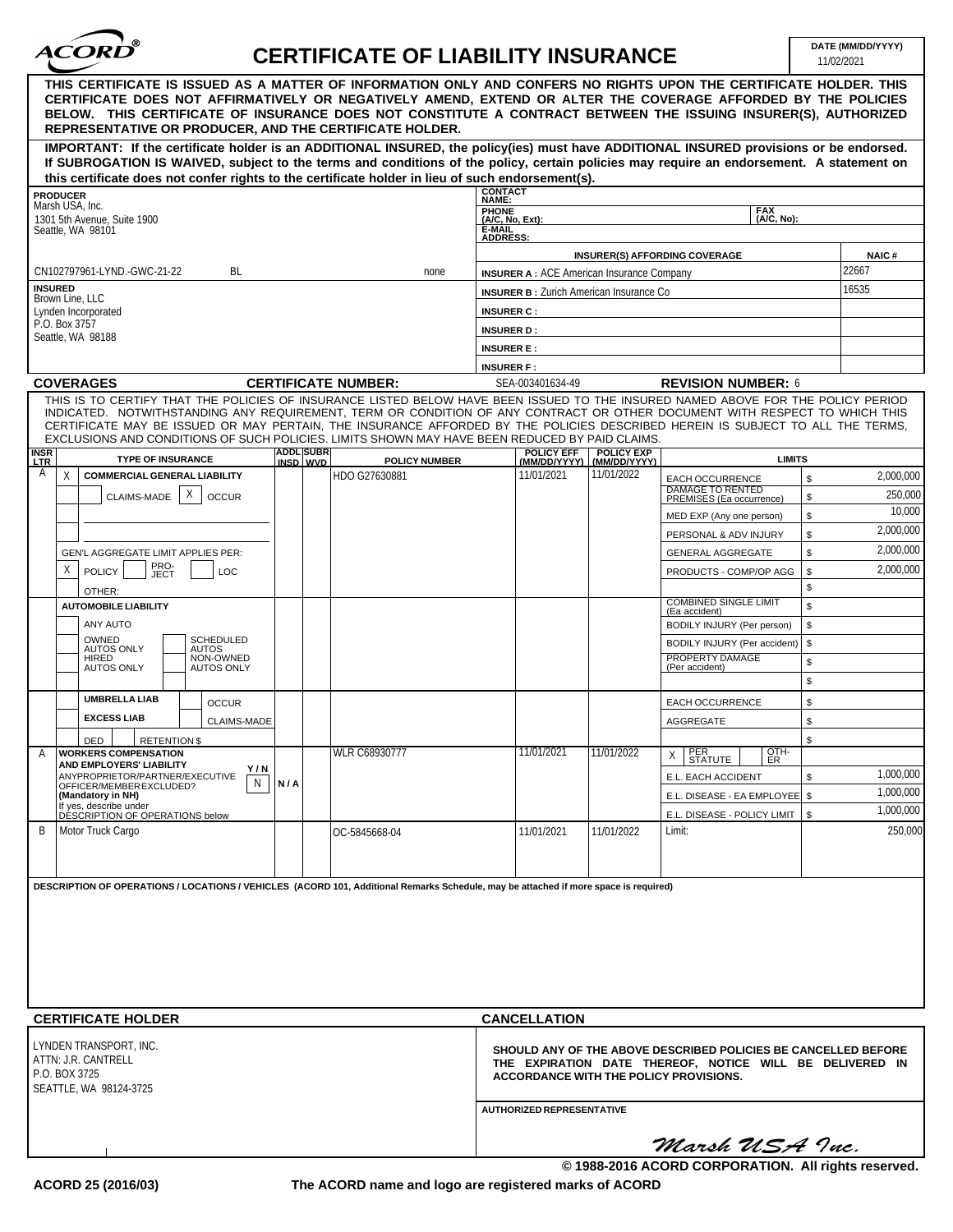# ACORD® CERTIFICATE OF LIABILITY INSURANCE

**DATE (MM/DD/YYYY)** 11/02/2021

**THIS CERTIFICATE IS ISSUED AS A MATTER OF INFORMATION ONLY AND CONFERS NO RIGHTS UPON THE CERTIFICATE HOLDER. THIS CERTIFICATE DOES NOT AFFIRMATIVELY OR NEGATIVELY AMEND, EXTEND OR ALTER THE COVERAGE AFFORDED BY THE POLICIES BELOW. THIS CERTIFICATE OF INSURANCE DOES NOT CONSTITUTE A CONTRACT BETWEEN THE ISSUING INSURER(S), AUTHORIZED REPRESENTATIVE OR PRODUCER, AND THE CERTIFICATE HOLDER.**

**IMPORTANT: If the certificate holder is an ADDITIONAL INSURED, the policy(ies) must have ADDITIONAL INSURED provisions or be endorsed. If SUBROGATION IS WAIVED, subject to the terms and conditions of the policy, certain policies may require an endorsement. A statement on this certificate does not confer rights to the certificate holder in lieu of such endorsement(s).**

**PRODUCER**
Marsh USA, Inc.
1301 5th Avenue, Suite 1900
Seattle, WA 98101

CN102797961-LYND.-GWC-21-22 BL none

**CONTACT NAME:**
**PHONE (A/C, No, Ext):** **FAX (A/C, No):**
**E-MAIL ADDRESS:**

| INSURER(S) AFFORDING COVERAGE | NAIC # |
|---|---|
| INSURER A : ACE American Insurance Company | 22667 |
| INSURER B : Zurich American Insurance Co | 16535 |
| INSURER C : | |
| INSURER D : | |
| INSURER E : | |
| INSURER F : | |

**INSURED**
Brown Line, LLC
Lynden Incorporated
P.O. Box 3757
Seattle, WA 98188

## COVERAGES CERTIFICATE NUMBER: SEA-003401634-49 REVISION NUMBER: 6

THIS IS TO CERTIFY THAT THE POLICIES OF INSURANCE LISTED BELOW HAVE BEEN ISSUED TO THE INSURED NAMED ABOVE FOR THE POLICY PERIOD INDICATED. NOTWITHSTANDING ANY REQUIREMENT, TERM OR CONDITION OF ANY CONTRACT OR OTHER DOCUMENT WITH RESPECT TO WHICH THIS CERTIFICATE MAY BE ISSUED OR MAY PERTAIN, THE INSURANCE AFFORDED BY THE POLICIES DESCRIBED HEREIN IS SUBJECT TO ALL THE TERMS, EXCLUSIONS AND CONDITIONS OF SUCH POLICIES. LIMITS SHOWN MAY HAVE BEEN REDUCED BY PAID CLAIMS.

| INSR LTR | TYPE OF INSURANCE | ADDL INSD | SUBR WVD | POLICY NUMBER | POLICY EFF (MM/DD/YYYY) | POLICY EXP (MM/DD/YYYY) | LIMITS | |
|---|---|---|---|---|---|---|---|---|
| A | X COMMERCIAL GENERAL LIABILITY | | | HDO G27630881 | 11/01/2021 | 11/01/2022 | EACH OCCURRENCE | $ 2,000,000 |
| | CLAIMS-MADE X OCCUR | | | | | | DAMAGE TO RENTED PREMISES (Ea occurrence) | $ 250,000 |
| | | | | | | | MED EXP (Any one person) | $ 10,000 |
| | | | | | | | PERSONAL & ADV INJURY | $ 2,000,000 |
| | GEN'L AGGREGATE LIMIT APPLIES PER: | | | | | | GENERAL AGGREGATE | $ 2,000,000 |
| | X POLICY PRO-JECT LOC | | | | | | PRODUCTS - COMP/OP AGG | $ 2,000,000 |
| | OTHER: | | | | | | | $ |
| | AUTOMOBILE LIABILITY | | | | | | COMBINED SINGLE LIMIT (Ea accident) | $ |
| | ANY AUTO | | | | | | BODILY INJURY (Per person) | $ |
| | OWNED AUTOS ONLY / SCHEDULED AUTOS | | | | | | BODILY INJURY (Per accident) | $ |
| | HIRED AUTOS ONLY / NON-OWNED AUTOS ONLY | | | | | | PROPERTY DAMAGE (Per accident) | $ |
| | | | | | | | | $ |
| | UMBRELLA LIAB / OCCUR | | | | | | EACH OCCURRENCE | $ |
| | EXCESS LIAB / CLAIMS-MADE | | | | | | AGGREGATE | $ |
| | DED / RETENTION $ | | | | | | | $ |
| A | WORKERS COMPENSATION AND EMPLOYERS' LIABILITY Y/N; ANYPROPRIETOR/PARTNER/EXECUTIVE OFFICER/MEMBER EXCLUDED? (Mandatory in NH) N; If yes, describe under DESCRIPTION OF OPERATIONS below | N/A | | WLR C68930777 | 11/01/2021 | 11/01/2022 | X PER STATUTE / OTH-ER | |
| | | | | | | | E.L. EACH ACCIDENT | $ 1,000,000 |
| | | | | | | | E.L. DISEASE - EA EMPLOYEE | $ 1,000,000 |
| | | | | | | | E.L. DISEASE - POLICY LIMIT | $ 1,000,000 |
| B | Motor Truck Cargo | | | OC-5845668-04 | 11/01/2021 | 11/01/2022 | Limit: | 250,000 |

**DESCRIPTION OF OPERATIONS / LOCATIONS / VEHICLES (ACORD 101, Additional Remarks Schedule, may be attached if more space is required)**

## CERTIFICATE HOLDER

LYNDEN TRANSPORT, INC.
ATTN: J.R. CANTRELL
P.O. BOX 3725
SEATTLE, WA 98124-3725

## CANCELLATION

**SHOULD ANY OF THE ABOVE DESCRIBED POLICIES BE CANCELLED BEFORE THE EXPIRATION DATE THEREOF, NOTICE WILL BE DELIVERED IN ACCORDANCE WITH THE POLICY PROVISIONS.**

**AUTHORIZED REPRESENTATIVE**

*Marsh USA Inc.*

© 1988-2016 ACORD CORPORATION. All rights reserved.

ACORD 25 (2016/03) The ACORD name and logo are registered marks of ACORD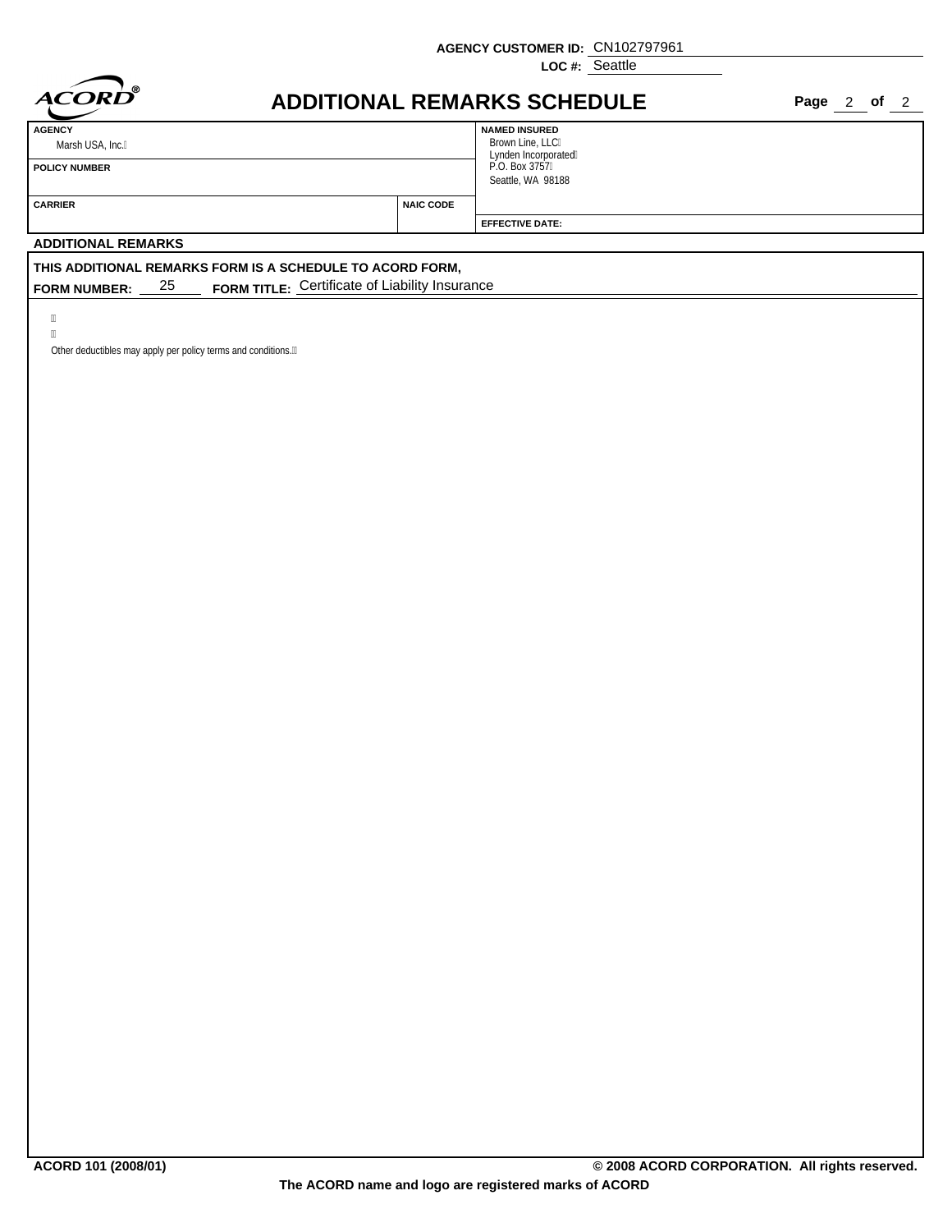**AGENCY CUSTOMER ID:** CN102797961

**LOC #:** Seattle

# ADDITIONAL REMARKS SCHEDULE

| | | |
|---|---|---|
| **AGENCY**<br>Marsh USA, Inc. | | **NAMED INSURED**<br>Brown Line, LLC<br>Lynden Incorporated<br>P.O. Box 3757<br>Seattle, WA 98188 |
| **POLICY NUMBER** | | |
| **CARRIER** | **NAIC CODE** | **EFFECTIVE DATE:** |

## ADDITIONAL REMARKS

**THIS ADDITIONAL REMARKS FORM IS A SCHEDULE TO ACORD FORM,**

**FORM NUMBER:** 25 **FORM TITLE:** Certificate of Liability Insurance

Other deductibles may apply per policy terms and conditions.

ACORD 101 (2008/01) © 2008 ACORD CORPORATION. All rights reserved.

The ACORD name and logo are registered marks of ACORD